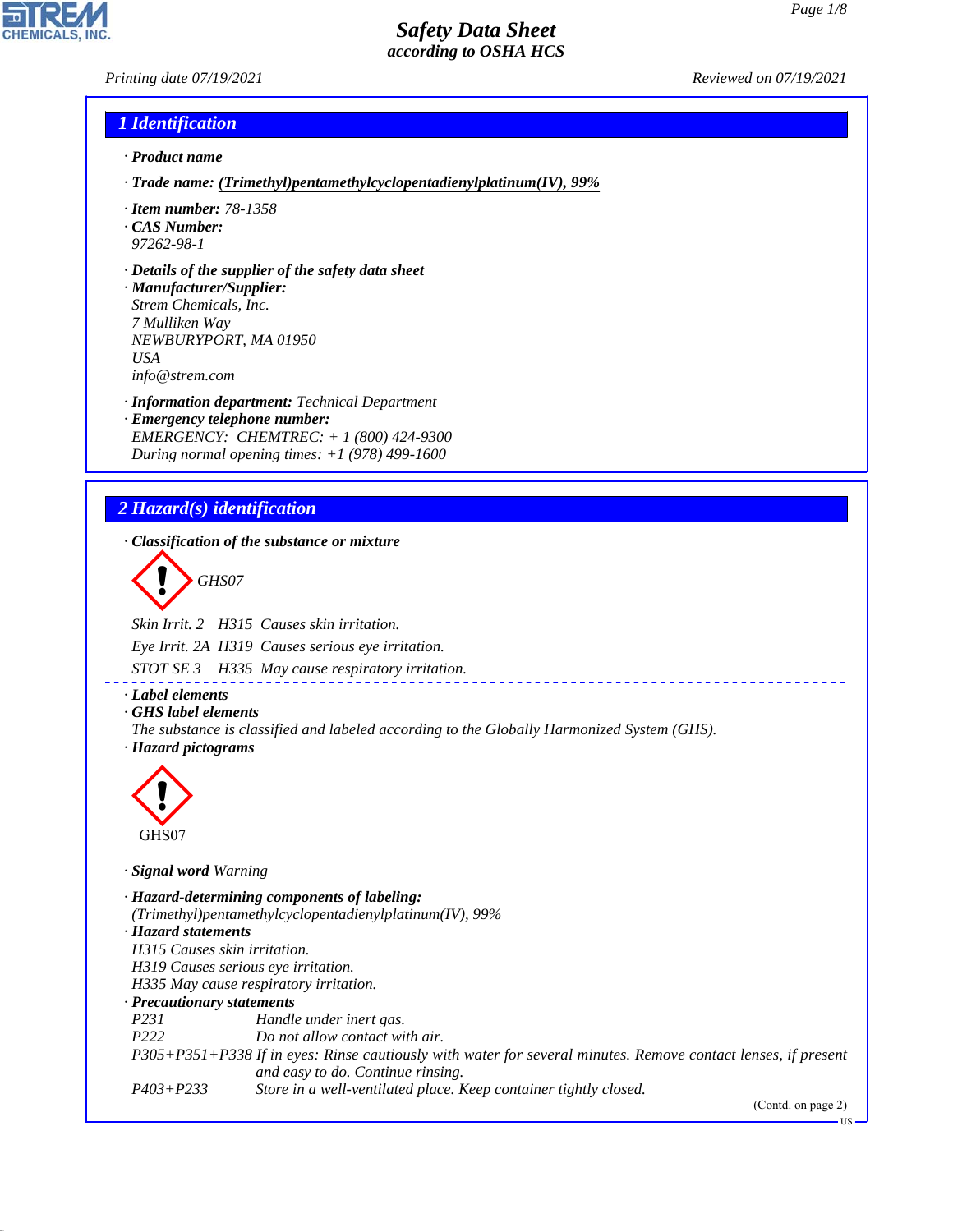# Safety Data Sheet
### according to OSHA HCS

Printing date 07/19/2021 Reviewed on 07/19/2021

## 1 Identification

· **Product name**

· **Trade name: (Trimethyl)pentamethylcyclopentadienylplatinum(IV), 99%**

· **Item number:** 78-1358
· **CAS Number:**
97262-98-1

· **Details of the supplier of the safety data sheet**
· **Manufacturer/Supplier:**
Strem Chemicals, Inc.
7 Mulliken Way
NEWBURYPORT, MA 01950
USA
info@strem.com

· **Information department:** Technical Department
· **Emergency telephone number:**
EMERGENCY: CHEMTREC: + 1 (800) 424-9300
During normal opening times: +1 (978) 499-1600

## 2 Hazard(s) identification

· **Classification of the substance or mixture**

GHS07

Skin Irrit. 2 H315 Causes skin irritation.

Eye Irrit. 2A H319 Causes serious eye irritation.

STOT SE 3 H335 May cause respiratory irritation.

· **Label elements**
· **GHS label elements**
The substance is classified and labeled according to the Globally Harmonized System (GHS).
· **Hazard pictograms**

GHS07

· **Signal word** Warning

· **Hazard-determining components of labeling:**
(Trimethyl)pentamethylcyclopentadienylplatinum(IV), 99%
· **Hazard statements**
H315 Causes skin irritation.
H319 Causes serious eye irritation.
H335 May cause respiratory irritation.
· **Precautionary statements**

| | |
|---|---|
| P231 | Handle under inert gas. |
| P222 | Do not allow contact with air. |
| P305+P351+P338 | If in eyes: Rinse cautiously with water for several minutes. Remove contact lenses, if present and easy to do. Continue rinsing. |
| P403+P233 | Store in a well-ventilated place. Keep container tightly closed. |

(Contd. on page 2)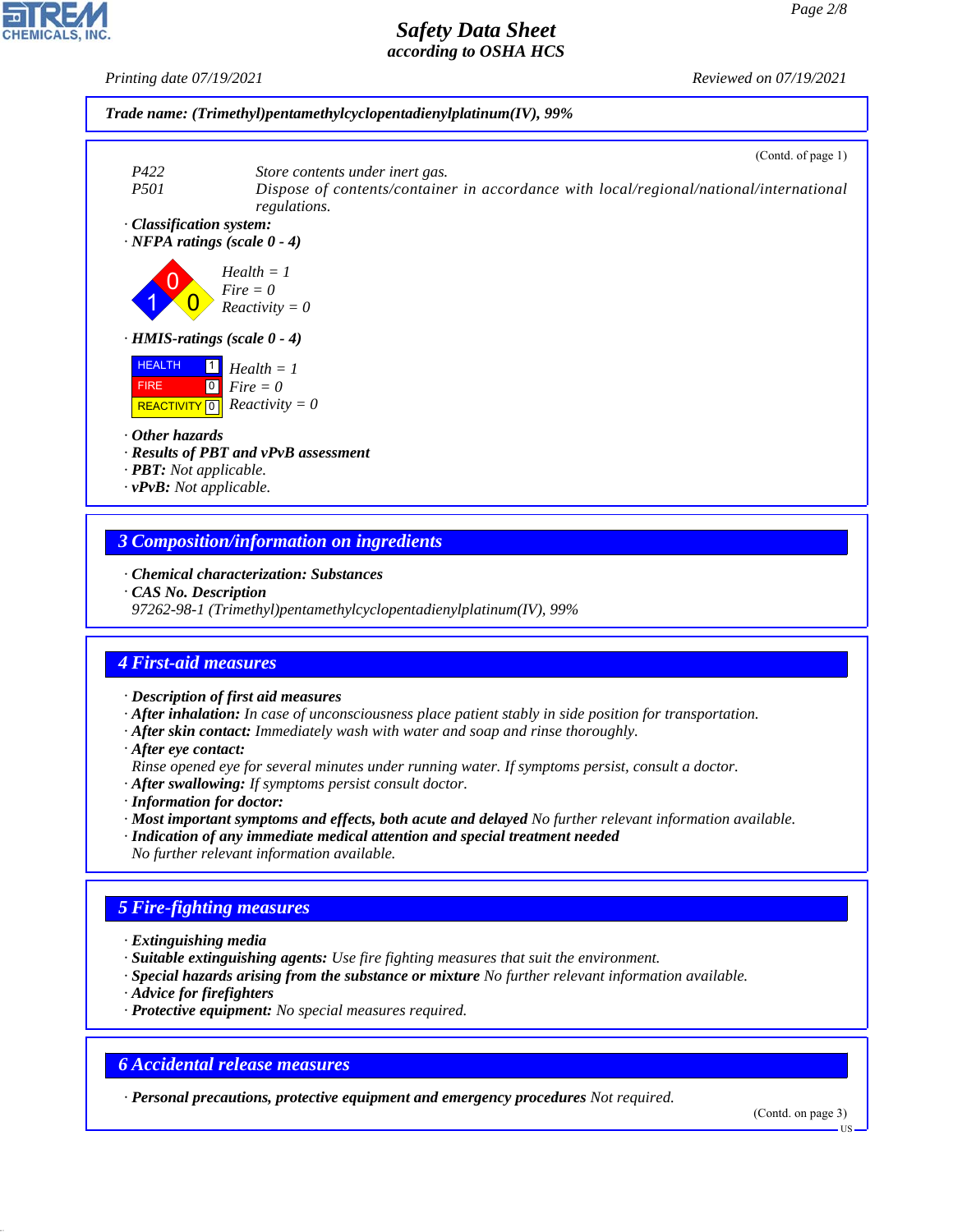Trade name: (Trimethyl)pentamethylcyclopentadienylplatinum(IV), 99%

(Contd. of page 1)

P422 Store contents under inert gas.
P501 Dispose of contents/container in accordance with local/regional/national/international regulations.

· **Classification system:**
· **NFPA ratings (scale 0 - 4)**

Health = 1
Fire = 0
Reactivity = 0

· **HMIS-ratings (scale 0 - 4)**

| | | |
|---|---|---|
| HEALTH | 1 | Health = 1 |
| FIRE | 0 | Fire = 0 |
| REACTIVITY | 0 | Reactivity = 0 |

· **Other hazards**
· **Results of PBT and vPvB assessment**
· **PBT:** Not applicable.
· **vPvB:** Not applicable.

## 3 Composition/information on ingredients

· **Chemical characterization: Substances**
· **CAS No. Description**
97262-98-1 (Trimethyl)pentamethylcyclopentadienylplatinum(IV), 99%

## 4 First-aid measures

· **Description of first aid measures**
· **After inhalation:** In case of unconsciousness place patient stably in side position for transportation.
· **After skin contact:** Immediately wash with water and soap and rinse thoroughly.
· **After eye contact:**
Rinse opened eye for several minutes under running water. If symptoms persist, consult a doctor.
· **After swallowing:** If symptoms persist consult doctor.
· **Information for doctor:**
· **Most important symptoms and effects, both acute and delayed** No further relevant information available.
· **Indication of any immediate medical attention and special treatment needed**
No further relevant information available.

## 5 Fire-fighting measures

· **Extinguishing media**
· **Suitable extinguishing agents:** Use fire fighting measures that suit the environment.
· **Special hazards arising from the substance or mixture** No further relevant information available.
· **Advice for firefighters**
· **Protective equipment:** No special measures required.

## 6 Accidental release measures

· **Personal precautions, protective equipment and emergency procedures** Not required.

(Contd. on page 3)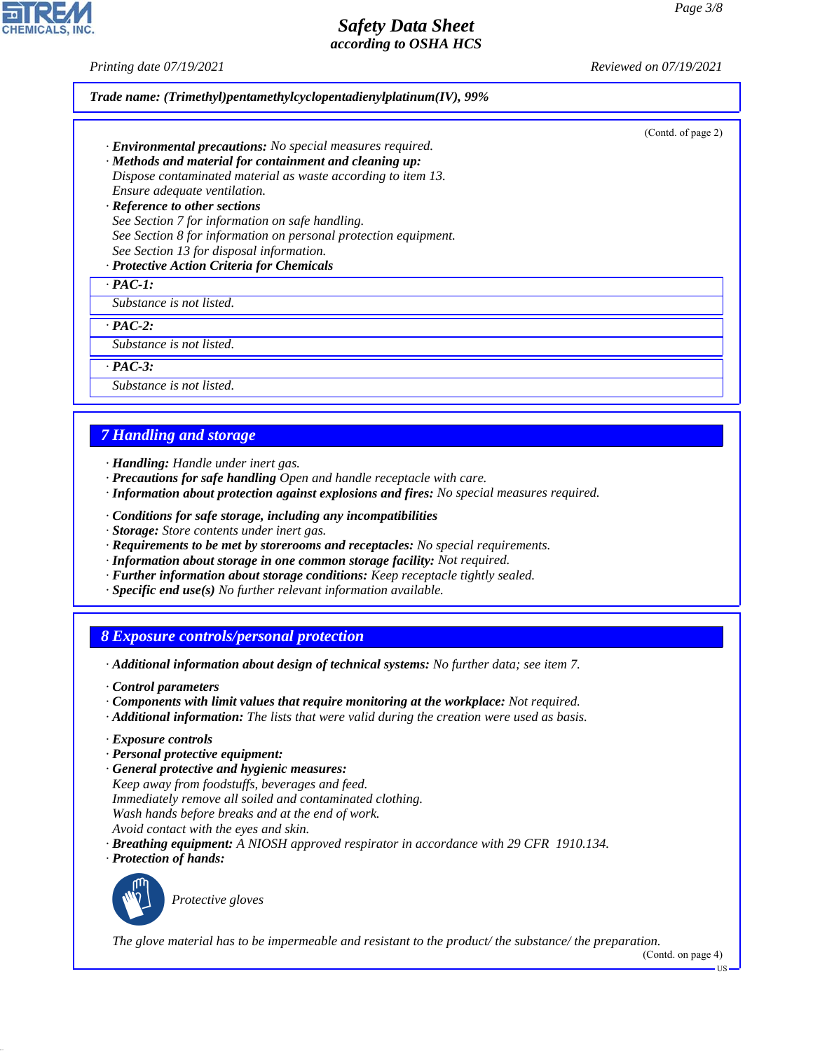**Trade name: (Trimethyl)pentamethylcyclopentadienylplatinum(IV), 99%**

(Contd. of page 2)

· **Environmental precautions:** No special measures required.
· **Methods and material for containment and cleaning up:**
Dispose contaminated material as waste according to item 13.
Ensure adequate ventilation.
· **Reference to other sections**
See Section 7 for information on safe handling.
See Section 8 for information on personal protection equipment.
See Section 13 for disposal information.
· **Protective Action Criteria for Chemicals**

· **PAC-1:**
Substance is not listed.

· **PAC-2:**
Substance is not listed.

· **PAC-3:**
Substance is not listed.

## 7 Handling and storage

· **Handling:** Handle under inert gas.
· **Precautions for safe handling** Open and handle receptacle with care.
· **Information about protection against explosions and fires:** No special measures required.

· **Conditions for safe storage, including any incompatibilities**
· **Storage:** Store contents under inert gas.
· **Requirements to be met by storerooms and receptacles:** No special requirements.
· **Information about storage in one common storage facility:** Not required.
· **Further information about storage conditions:** Keep receptacle tightly sealed.
· **Specific end use(s)** No further relevant information available.

## 8 Exposure controls/personal protection

· **Additional information about design of technical systems:** No further data; see item 7.

· **Control parameters**
· **Components with limit values that require monitoring at the workplace:** Not required.
· **Additional information:** The lists that were valid during the creation were used as basis.

· **Exposure controls**
· **Personal protective equipment:**
· **General protective and hygienic measures:**
Keep away from foodstuffs, beverages and feed.
Immediately remove all soiled and contaminated clothing.
Wash hands before breaks and at the end of work.
Avoid contact with the eyes and skin.
· **Breathing equipment:** A NIOSH approved respirator in accordance with 29 CFR 1910.134.
· **Protection of hands:**

Protective gloves

The glove material has to be impermeable and resistant to the product/ the substance/ the preparation.

(Contd. on page 4)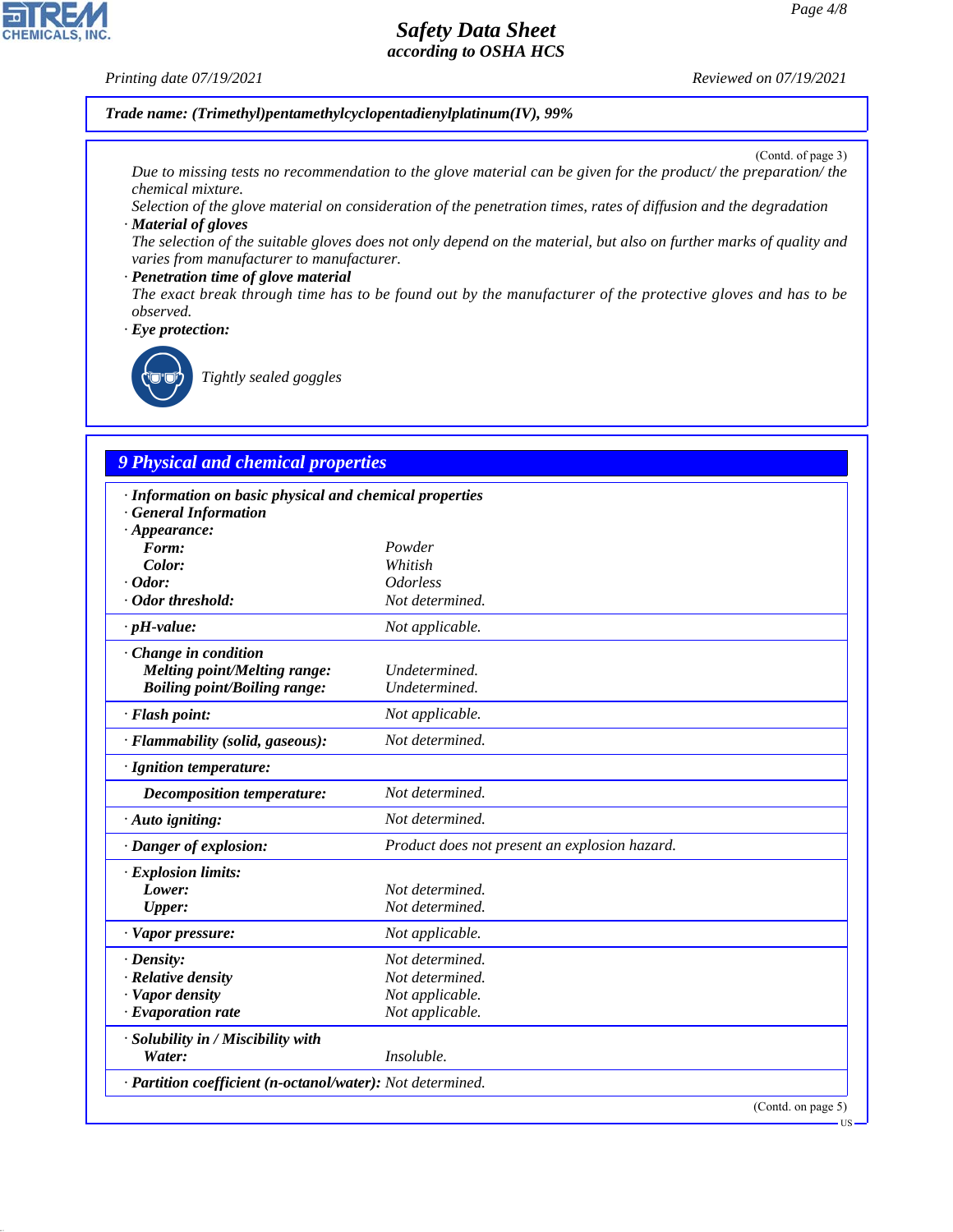Trade name: (Trimethyl)pentamethylcyclopentadienylplatinum(IV), 99%

(Contd. of page 3)

Due to missing tests no recommendation to the glove material can be given for the product/ the preparation/ the chemical mixture.
Selection of the glove material on consideration of the penetration times, rates of diffusion and the degradation

· **Material of gloves**
The selection of the suitable gloves does not only depend on the material, but also on further marks of quality and varies from manufacturer to manufacturer.

· **Penetration time of glove material**
The exact break through time has to be found out by the manufacturer of the protective gloves and has to be observed.

· **Eye protection:**

Tightly sealed goggles

## 9 Physical and chemical properties

| | |
|---|---|
| · **Information on basic physical and chemical properties** | |
| · **General Information** | |
| · **Appearance:** | |
| **Form:** | Powder |
| **Color:** | Whitish |
| · **Odor:** | Odorless |
| · **Odor threshold:** | Not determined. |
| · **pH-value:** | Not applicable. |
| · **Change in condition** | |
| **Melting point/Melting range:** | Undetermined. |
| **Boiling point/Boiling range:** | Undetermined. |
| · **Flash point:** | Not applicable. |
| · **Flammability (solid, gaseous):** | Not determined. |
| · **Ignition temperature:** | |
| **Decomposition temperature:** | Not determined. |
| · **Auto igniting:** | Not determined. |
| · **Danger of explosion:** | Product does not present an explosion hazard. |
| · **Explosion limits:** | |
| **Lower:** | Not determined. |
| **Upper:** | Not determined. |
| · **Vapor pressure:** | Not applicable. |
| · **Density:** | Not determined. |
| · **Relative density** | Not determined. |
| · **Vapor density** | Not applicable. |
| · **Evaporation rate** | Not applicable. |
| · **Solubility in / Miscibility with** | |
| **Water:** | Insoluble. |
| · **Partition coefficient (n-octanol/water):** | Not determined. |

(Contd. on page 5)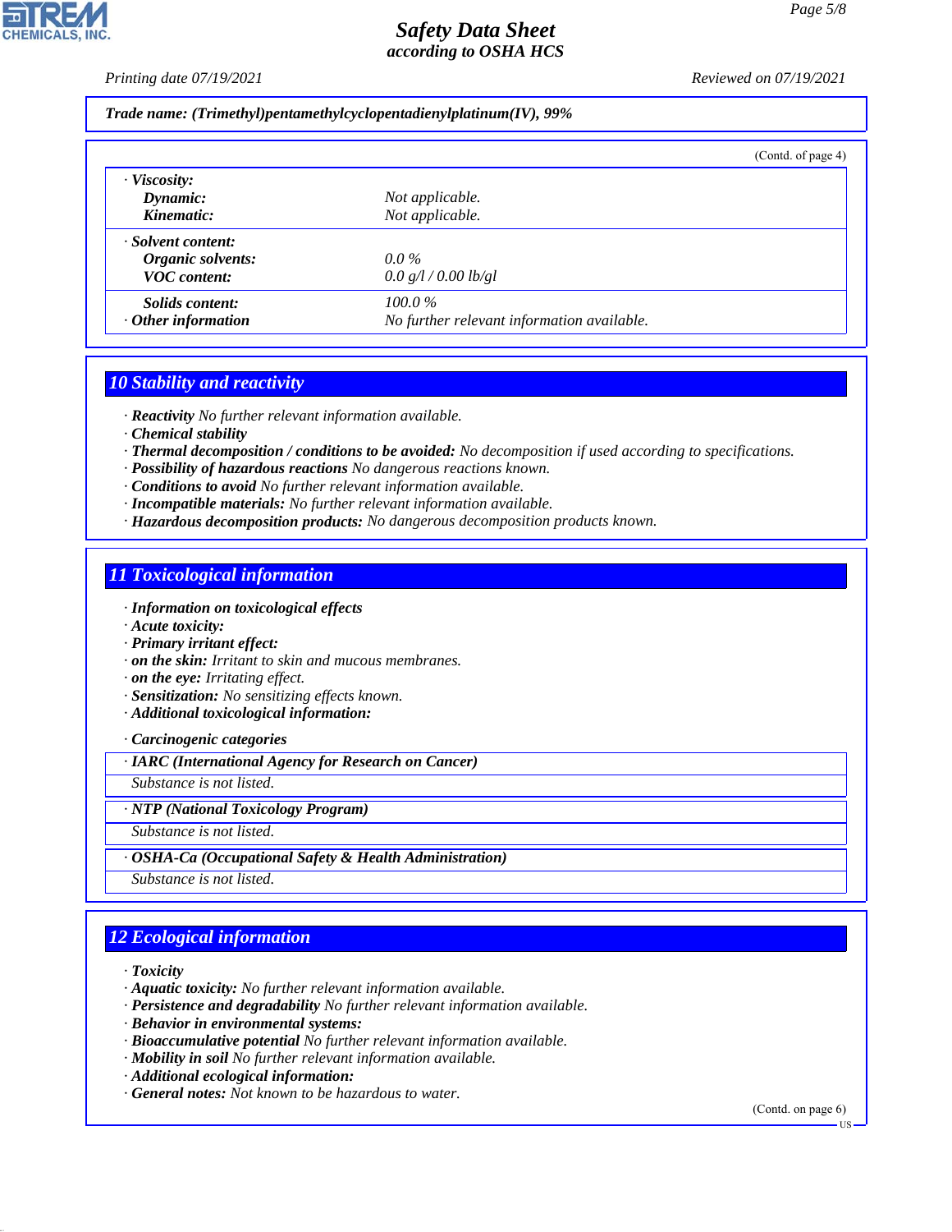**Trade name: (Trimethyl)pentamethylcyclopentadienylplatinum(IV), 99%**

(Contd. of page 4)

| | |
|---|---|
| **· Viscosity:** | |
| **Dynamic:** | Not applicable. |
| **Kinematic:** | Not applicable. |
| **· Solvent content:** | |
| **Organic solvents:** | 0.0 % |
| **VOC content:** | 0.0 g/l / 0.00 lb/gl |
| **Solids content:** | 100.0 % |
| **· Other information** | No further relevant information available. |

## 10 Stability and reactivity

- **Reactivity** No further relevant information available.
- **Chemical stability**
- **Thermal decomposition / conditions to be avoided:** No decomposition if used according to specifications.
- **Possibility of hazardous reactions** No dangerous reactions known.
- **Conditions to avoid** No further relevant information available.
- **Incompatible materials:** No further relevant information available.
- **Hazardous decomposition products:** No dangerous decomposition products known.

## 11 Toxicological information

- **Information on toxicological effects**
- **Acute toxicity:**
- **Primary irritant effect:**
- **on the skin:** Irritant to skin and mucous membranes.
- **on the eye:** Irritating effect.
- **Sensitization:** No sensitizing effects known.
- **Additional toxicological information:**
- **Carcinogenic categories**

| · IARC (International Agency for Research on Cancer) |
|---|
| Substance is not listed. |

| · NTP (National Toxicology Program) |
|---|
| Substance is not listed. |

| · OSHA-Ca (Occupational Safety & Health Administration) |
|---|
| Substance is not listed. |

## 12 Ecological information

- **Toxicity**
- **Aquatic toxicity:** No further relevant information available.
- **Persistence and degradability** No further relevant information available.
- **Behavior in environmental systems:**
- **Bioaccumulative potential** No further relevant information available.
- **Mobility in soil** No further relevant information available.
- **Additional ecological information:**
- **General notes:** Not known to be hazardous to water.

(Contd. on page 6)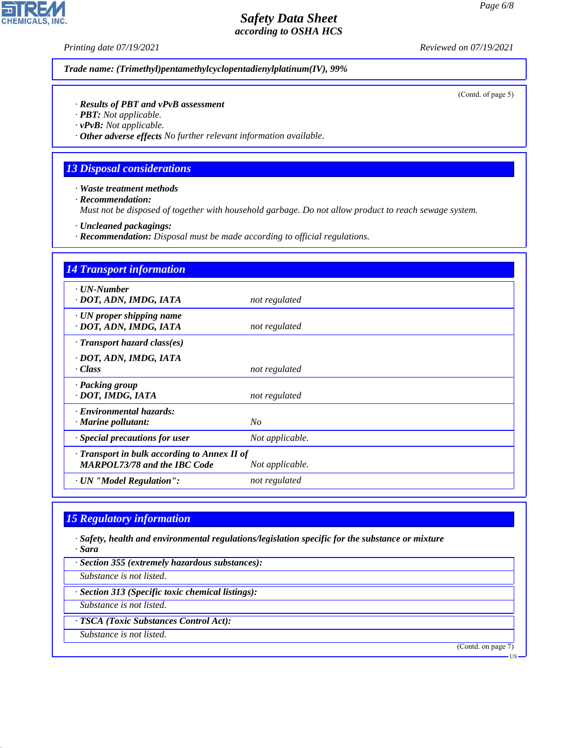Trade name: (Trimethyl)pentamethylcyclopentadienylplatinum(IV), 99%

(Contd. of page 5)

· **Results of PBT and vPvB assessment**
· **PBT:** Not applicable.
· **vPvB:** Not applicable.
· **Other adverse effects** No further relevant information available.

## 13 Disposal considerations

· **Waste treatment methods**
· **Recommendation:**
Must not be disposed of together with household garbage. Do not allow product to reach sewage system.

· **Uncleaned packagings:**
· **Recommendation:** Disposal must be made according to official regulations.

## 14 Transport information

| | |
|---|---|
| · **UN-Number** · **DOT, ADN, IMDG, IATA** | not regulated |
| · **UN proper shipping name** · **DOT, ADN, IMDG, IATA** | not regulated |
| · **Transport hazard class(es)** · **DOT, ADN, IMDG, IATA** · **Class** | not regulated |
| · **Packing group** · **DOT, IMDG, IATA** | not regulated |
| · **Environmental hazards:** · **Marine pollutant:** | No |
| · **Special precautions for user** | Not applicable. |
| · **Transport in bulk according to Annex II of MARPOL73/78 and the IBC Code** | Not applicable. |
| · **UN "Model Regulation":** | not regulated |

## 15 Regulatory information

· **Safety, health and environmental regulations/legislation specific for the substance or mixture**
· **Sara**

· **Section 355 (extremely hazardous substances):**
Substance is not listed.

· **Section 313 (Specific toxic chemical listings):**
Substance is not listed.

· **TSCA (Toxic Substances Control Act):**
Substance is not listed.

(Contd. on page 7)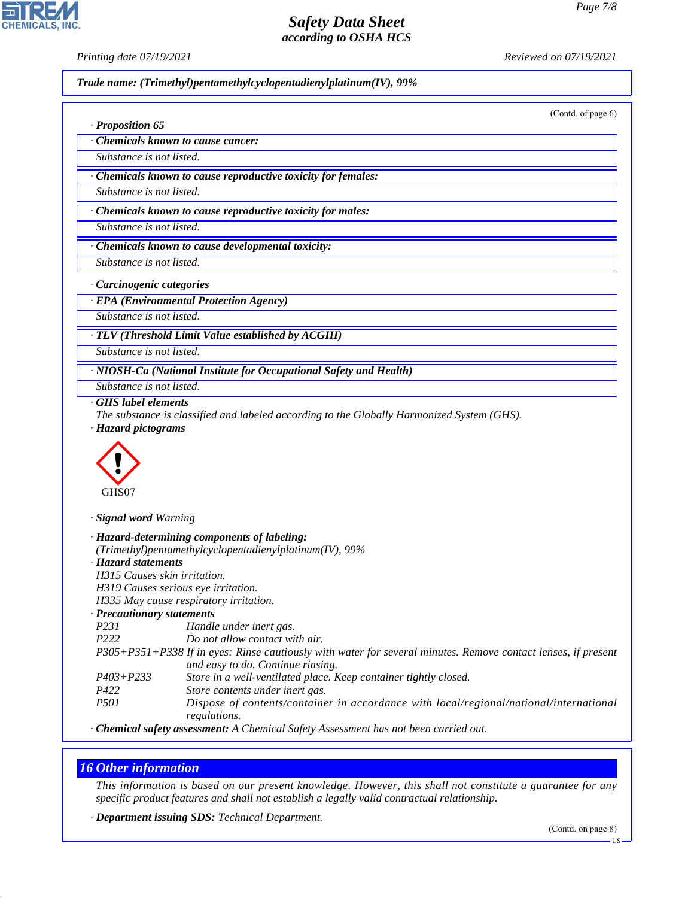**Trade name: (Trimethyl)pentamethylcyclopentadienylplatinum(IV), 99%**

(Contd. of page 6)

· **Proposition 65**

· **Chemicals known to cause cancer:**
Substance is not listed.

· **Chemicals known to cause reproductive toxicity for females:**
Substance is not listed.

· **Chemicals known to cause reproductive toxicity for males:**
Substance is not listed.

· **Chemicals known to cause developmental toxicity:**
Substance is not listed.

· **Carcinogenic categories**

· **EPA (Environmental Protection Agency)**
Substance is not listed.

· **TLV (Threshold Limit Value established by ACGIH)**
Substance is not listed.

· **NIOSH-Ca (National Institute for Occupational Safety and Health)**
Substance is not listed.

· **GHS label elements**
The substance is classified and labeled according to the Globally Harmonized System (GHS).

· **Hazard pictograms**

GHS07

· **Signal word** Warning

· **Hazard-determining components of labeling:**
(Trimethyl)pentamethylcyclopentadienylplatinum(IV), 99%

· **Hazard statements**
H315 Causes skin irritation.
H319 Causes serious eye irritation.
H335 May cause respiratory irritation.

· **Precautionary statements**

| | |
|---|---|
| P231 | Handle under inert gas. |
| P222 | Do not allow contact with air. |
| P305+P351+P338 | If in eyes: Rinse cautiously with water for several minutes. Remove contact lenses, if present and easy to do. Continue rinsing. |
| P403+P233 | Store in a well-ventilated place. Keep container tightly closed. |
| P422 | Store contents under inert gas. |
| P501 | Dispose of contents/container in accordance with local/regional/national/international regulations. |

· **Chemical safety assessment:** A Chemical Safety Assessment has not been carried out.

## 16 Other information

This information is based on our present knowledge. However, this shall not constitute a guarantee for any specific product features and shall not establish a legally valid contractual relationship.

· **Department issuing SDS:** Technical Department.

(Contd. on page 8)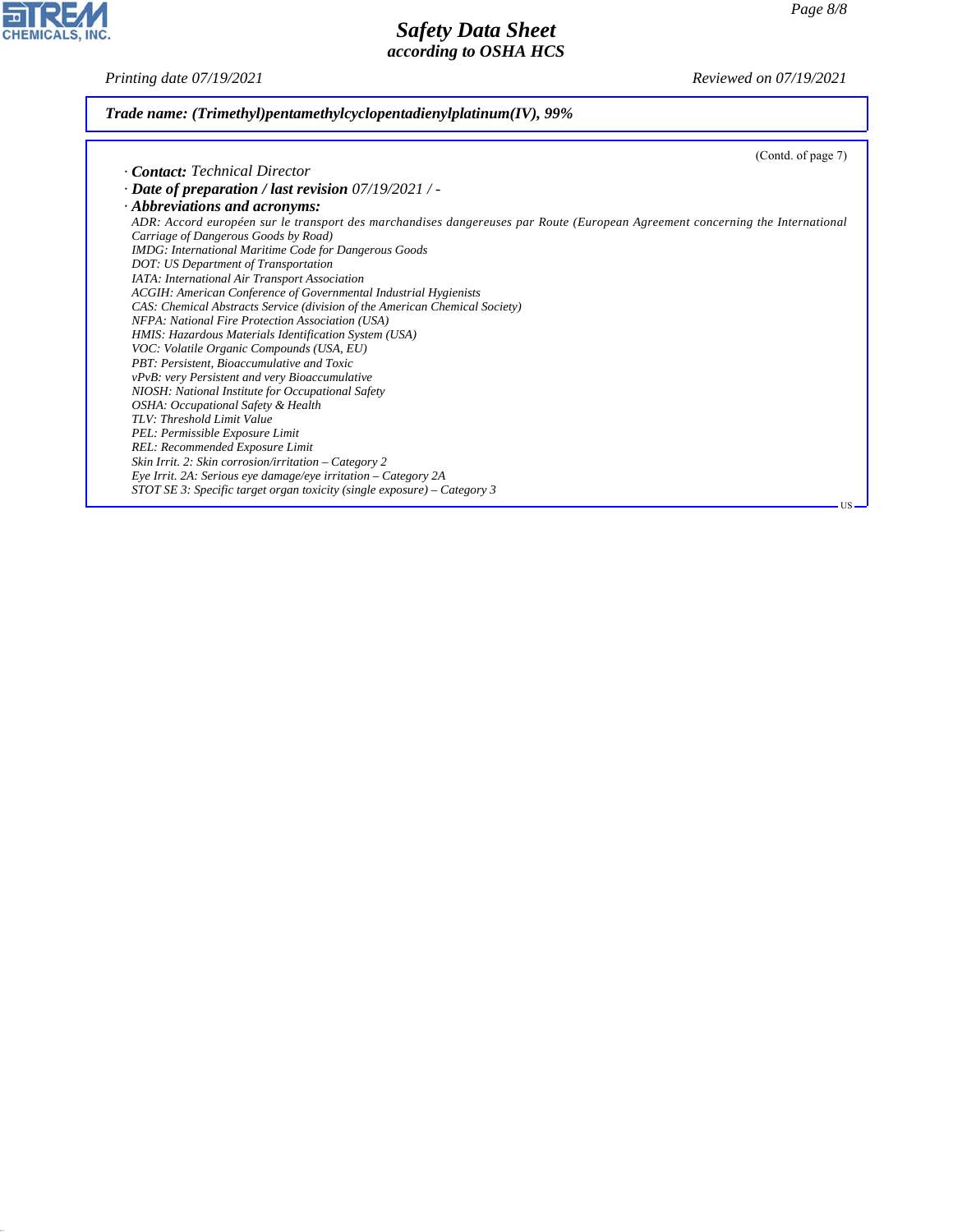## Safety Data Sheet
### according to OSHA HCS

Printing date 07/19/2021 Reviewed on 07/19/2021

**Trade name: (Trimethyl)pentamethylcyclopentadienylplatinum(IV), 99%**

(Contd. of page 7)

- **Contact:** Technical Director
- **Date of preparation / last revision** 07/19/2021 / -
- **Abbreviations and acronyms:**

ADR: Accord européen sur le transport des marchandises dangereuses par Route (European Agreement concerning the International Carriage of Dangerous Goods by Road)
IMDG: International Maritime Code for Dangerous Goods
DOT: US Department of Transportation
IATA: International Air Transport Association
ACGIH: American Conference of Governmental Industrial Hygienists
CAS: Chemical Abstracts Service (division of the American Chemical Society)
NFPA: National Fire Protection Association (USA)
HMIS: Hazardous Materials Identification System (USA)
VOC: Volatile Organic Compounds (USA, EU)
PBT: Persistent, Bioaccumulative and Toxic
vPvB: very Persistent and very Bioaccumulative
NIOSH: National Institute for Occupational Safety
OSHA: Occupational Safety & Health
TLV: Threshold Limit Value
PEL: Permissible Exposure Limit
REL: Recommended Exposure Limit
Skin Irrit. 2: Skin corrosion/irritation – Category 2
Eye Irrit. 2A: Serious eye damage/eye irritation – Category 2A
STOT SE 3: Specific target organ toxicity (single exposure) – Category 3

US